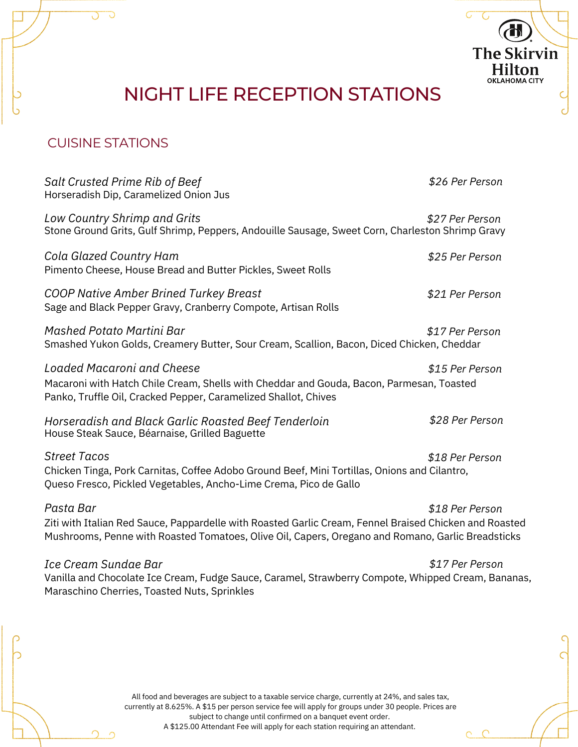The Skirvin Hilton
OKLAHOMA CITY

# NIGHT LIFE RECEPTION STATIONS

## CUISINE STATIONS

*Salt Crusted Prime Rib of Beef* — *$26 Per Person*
Horseradish Dip, Caramelized Onion Jus

*Low Country Shrimp and Grits* — *$27 Per Person*
Stone Ground Grits, Gulf Shrimp, Peppers, Andouille Sausage, Sweet Corn, Charleston Shrimp Gravy

*Cola Glazed Country Ham* — *$25 Per Person*
Pimento Cheese, House Bread and Butter Pickles, Sweet Rolls

*COOP Native Amber Brined Turkey Breast* — *$21 Per Person*
Sage and Black Pepper Gravy, Cranberry Compote, Artisan Rolls

*Mashed Potato Martini Bar* — *$17 Per Person*
Smashed Yukon Golds, Creamery Butter, Sour Cream, Scallion, Bacon, Diced Chicken, Cheddar

*Loaded Macaroni and Cheese* — *$15 Per Person*
Macaroni with Hatch Chile Cream, Shells with Cheddar and Gouda, Bacon, Parmesan, Toasted Panko, Truffle Oil, Cracked Pepper, Caramelized Shallot, Chives

*Horseradish and Black Garlic Roasted Beef Tenderloin* — *$28 Per Person*
House Steak Sauce, Béarnaise, Grilled Baguette

*Street Tacos* — *$18 Per Person*
Chicken Tinga, Pork Carnitas, Coffee Adobo Ground Beef, Mini Tortillas, Onions and Cilantro, Queso Fresco, Pickled Vegetables, Ancho-Lime Crema, Pico de Gallo

*Pasta Bar* — *$18 Per Person*
Ziti with Italian Red Sauce, Pappardelle with Roasted Garlic Cream, Fennel Braised Chicken and Roasted Mushrooms, Penne with Roasted Tomatoes, Olive Oil, Capers, Oregano and Romano, Garlic Breadsticks

*Ice Cream Sundae Bar* — *$17 Per Person*
Vanilla and Chocolate Ice Cream, Fudge Sauce, Caramel, Strawberry Compote, Whipped Cream, Bananas, Maraschino Cherries, Toasted Nuts, Sprinkles

All food and beverages are subject to a taxable service charge, currently at 24%, and sales tax, currently at 8.625%. A $15 per person service fee will apply for groups under 30 people. Prices are subject to change until confirmed on a banquet event order.
A $125.00 Attendant Fee will apply for each station requiring an attendant.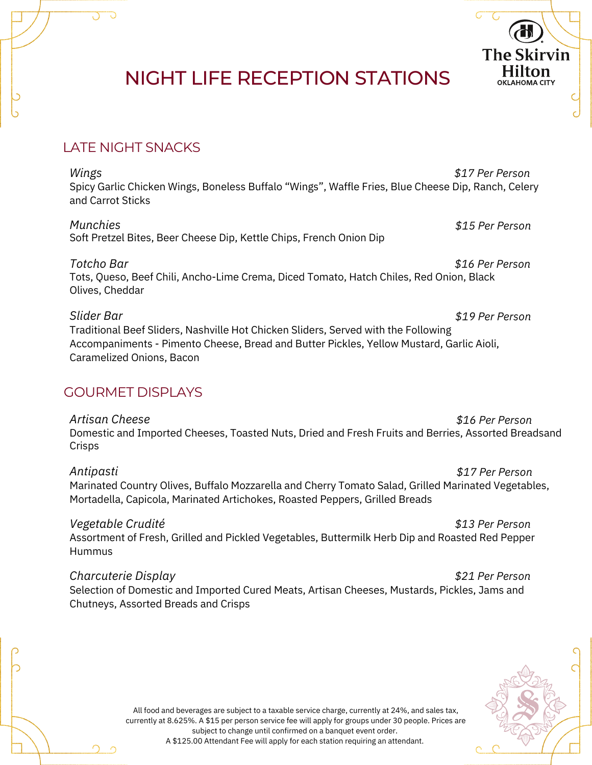# NIGHT LIFE RECEPTION STATIONS

## LATE NIGHT SNACKS

*Wings* *$17 Per Person*
Spicy Garlic Chicken Wings, Boneless Buffalo "Wings", Waffle Fries, Blue Cheese Dip, Ranch, Celery and Carrot Sticks

*Munchies* *$15 Per Person*
Soft Pretzel Bites, Beer Cheese Dip, Kettle Chips, French Onion Dip

*Totcho Bar* *$16 Per Person*
Tots, Queso, Beef Chili, Ancho-Lime Crema, Diced Tomato, Hatch Chiles, Red Onion, Black Olives, Cheddar

*Slider Bar* *$19 Per Person*
Traditional Beef Sliders, Nashville Hot Chicken Sliders, Served with the Following Accompaniments - Pimento Cheese, Bread and Butter Pickles, Yellow Mustard, Garlic Aioli, Caramelized Onions, Bacon

## GOURMET DISPLAYS

*Artisan Cheese* *$16 Per Person*
Domestic and Imported Cheeses, Toasted Nuts, Dried and Fresh Fruits and Berries, Assorted Breadsand Crisps

*Antipasti* *$17 Per Person*
Marinated Country Olives, Buffalo Mozzarella and Cherry Tomato Salad, Grilled Marinated Vegetables, Mortadella, Capicola, Marinated Artichokes, Roasted Peppers, Grilled Breads

*Vegetable Crudité* *$13 Per Person*
Assortment of Fresh, Grilled and Pickled Vegetables, Buttermilk Herb Dip and Roasted Red Pepper Hummus

*Charcuterie Display* *$21 Per Person*
Selection of Domestic and Imported Cured Meats, Artisan Cheeses, Mustards, Pickles, Jams and Chutneys, Assorted Breads and Crisps

All food and beverages are subject to a taxable service charge, currently at 24%, and sales tax, currently at 8.625%. A $15 per person service fee will apply for groups under 30 people. Prices are subject to change until confirmed on a banquet event order.
A $125.00 Attendant Fee will apply for each station requiring an attendant.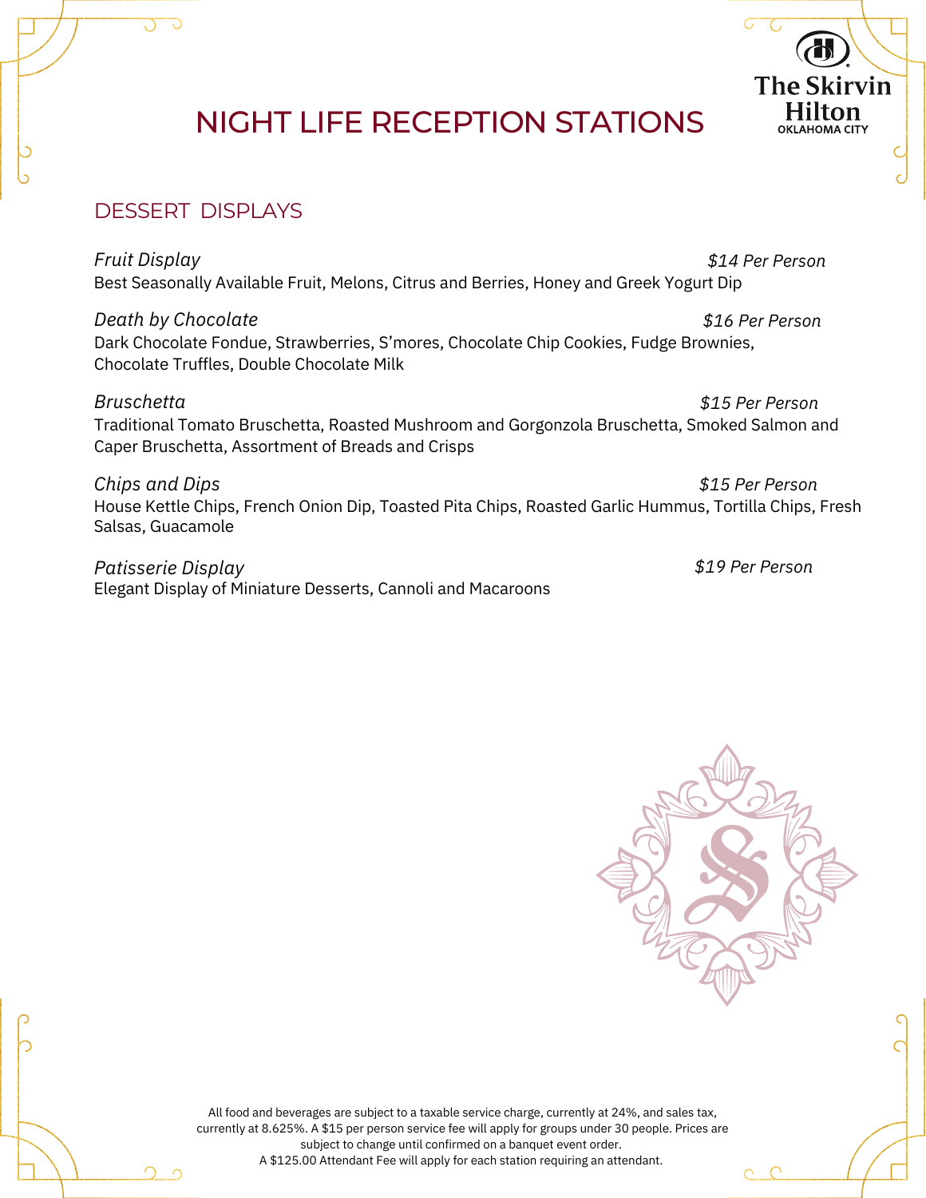# NIGHT LIFE RECEPTION STATIONS

## DESSERT DISPLAYS

*Fruit Display* *$14 Per Person*
Best Seasonally Available Fruit, Melons, Citrus and Berries, Honey and Greek Yogurt Dip

*Death by Chocolate* *$16 Per Person*
Dark Chocolate Fondue, Strawberries, S'mores, Chocolate Chip Cookies, Fudge Brownies, Chocolate Truffles, Double Chocolate Milk

*Bruschetta* *$15 Per Person*
Traditional Tomato Bruschetta, Roasted Mushroom and Gorgonzola Bruschetta, Smoked Salmon and Caper Bruschetta, Assortment of Breads and Crisps

*Chips and Dips* *$15 Per Person*
House Kettle Chips, French Onion Dip, Toasted Pita Chips, Roasted Garlic Hummus, Tortilla Chips, Fresh Salsas, Guacamole

*Patisserie Display* *$19 Per Person*
Elegant Display of Miniature Desserts, Cannoli and Macaroons

All food and beverages are subject to a taxable service charge, currently at 24%, and sales tax, currently at 8.625%. A $15 per person service fee will apply for groups under 30 people. Prices are subject to change until confirmed on a banquet event order.
A $125.00 Attendant Fee will apply for each station requiring an attendant.